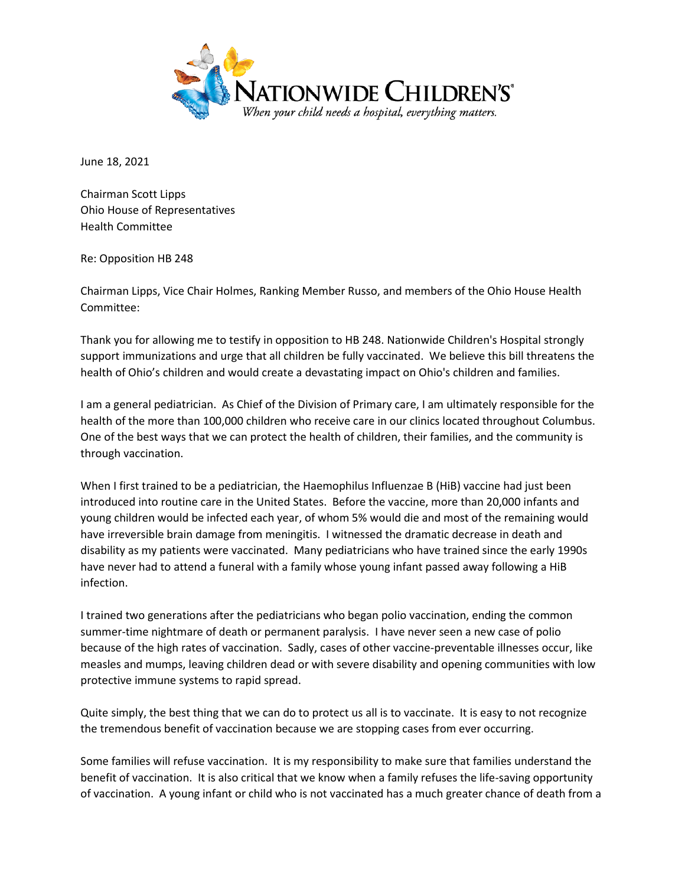Nationwide Children's®
*When your child needs a hospital, everything matters.*

June 18, 2021

Chairman Scott Lipps
Ohio House of Representatives
Health Committee

Re: Opposition HB 248

Chairman Lipps, Vice Chair Holmes, Ranking Member Russo, and members of the Ohio House Health Committee:

Thank you for allowing me to testify in opposition to HB 248. Nationwide Children's Hospital strongly support immunizations and urge that all children be fully vaccinated. We believe this bill threatens the health of Ohio's children and would create a devastating impact on Ohio's children and families.

I am a general pediatrician. As Chief of the Division of Primary care, I am ultimately responsible for the health of the more than 100,000 children who receive care in our clinics located throughout Columbus. One of the best ways that we can protect the health of children, their families, and the community is through vaccination.

When I first trained to be a pediatrician, the Haemophilus Influenzae B (HiB) vaccine had just been introduced into routine care in the United States. Before the vaccine, more than 20,000 infants and young children would be infected each year, of whom 5% would die and most of the remaining would have irreversible brain damage from meningitis. I witnessed the dramatic decrease in death and disability as my patients were vaccinated. Many pediatricians who have trained since the early 1990s have never had to attend a funeral with a family whose young infant passed away following a HiB infection.

I trained two generations after the pediatricians who began polio vaccination, ending the common summer-time nightmare of death or permanent paralysis. I have never seen a new case of polio because of the high rates of vaccination. Sadly, cases of other vaccine-preventable illnesses occur, like measles and mumps, leaving children dead or with severe disability and opening communities with low protective immune systems to rapid spread.

Quite simply, the best thing that we can do to protect us all is to vaccinate. It is easy to not recognize the tremendous benefit of vaccination because we are stopping cases from ever occurring.

Some families will refuse vaccination. It is my responsibility to make sure that families understand the benefit of vaccination. It is also critical that we know when a family refuses the life-saving opportunity of vaccination. A young infant or child who is not vaccinated has a much greater chance of death from a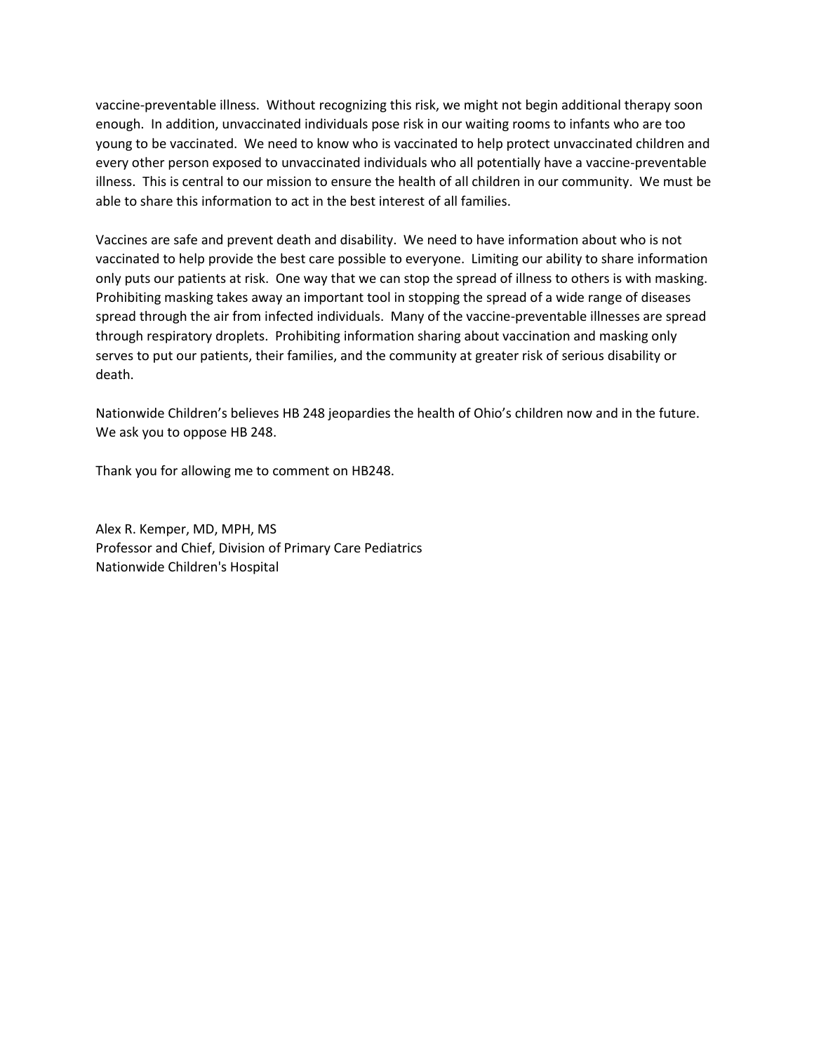vaccine-preventable illness. Without recognizing this risk, we might not begin additional therapy soon enough. In addition, unvaccinated individuals pose risk in our waiting rooms to infants who are too young to be vaccinated. We need to know who is vaccinated to help protect unvaccinated children and every other person exposed to unvaccinated individuals who all potentially have a vaccine-preventable illness. This is central to our mission to ensure the health of all children in our community. We must be able to share this information to act in the best interest of all families.

Vaccines are safe and prevent death and disability. We need to have information about who is not vaccinated to help provide the best care possible to everyone. Limiting our ability to share information only puts our patients at risk. One way that we can stop the spread of illness to others is with masking. Prohibiting masking takes away an important tool in stopping the spread of a wide range of diseases spread through the air from infected individuals. Many of the vaccine-preventable illnesses are spread through respiratory droplets. Prohibiting information sharing about vaccination and masking only serves to put our patients, their families, and the community at greater risk of serious disability or death.

Nationwide Children's believes HB 248 jeopardies the health of Ohio's children now and in the future. We ask you to oppose HB 248.

Thank you for allowing me to comment on HB248.

Alex R. Kemper, MD, MPH, MS
Professor and Chief, Division of Primary Care Pediatrics
Nationwide Children's Hospital